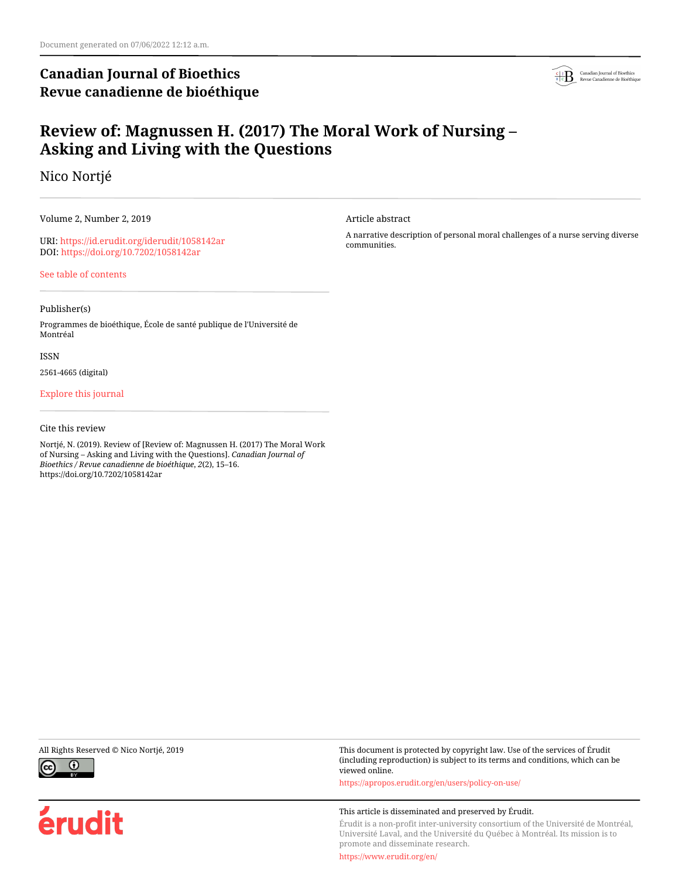Document generated on 07/06/2022 12:12 a.m.

**Canadian Journal of Bioethics**
**Revue canadienne de bioéthique**

# Review of: Magnussen H. (2017) The Moral Work of Nursing – Asking and Living with the Questions

Nico Nortjé

Volume 2, Number 2, 2019

URI: https://id.erudit.org/iderudit/1058142ar
DOI: https://doi.org/10.7202/1058142ar

See table of contents

Publisher(s)

Programmes de bioéthique, École de santé publique de l'Université de Montréal

ISSN

2561-4665 (digital)

Explore this journal

Cite this review

Nortjé, N. (2019). Review of [Review of: Magnussen H. (2017) The Moral Work of Nursing – Asking and Living with the Questions]. *Canadian Journal of Bioethics / Revue canadienne de bioéthique*, *2*(2), 15–16. https://doi.org/10.7202/1058142ar

Article abstract

A narrative description of personal moral challenges of a nurse serving diverse communities.

All Rights Reserved © Nico Nortjé, 2019

This document is protected by copyright law. Use of the services of Érudit (including reproduction) is subject to its terms and conditions, which can be viewed online.

https://apropos.erudit.org/en/users/policy-on-use/

This article is disseminated and preserved by Érudit.

Érudit is a non-profit inter-university consortium of the Université de Montréal, Université Laval, and the Université du Québec à Montréal. Its mission is to promote and disseminate research.

https://www.erudit.org/en/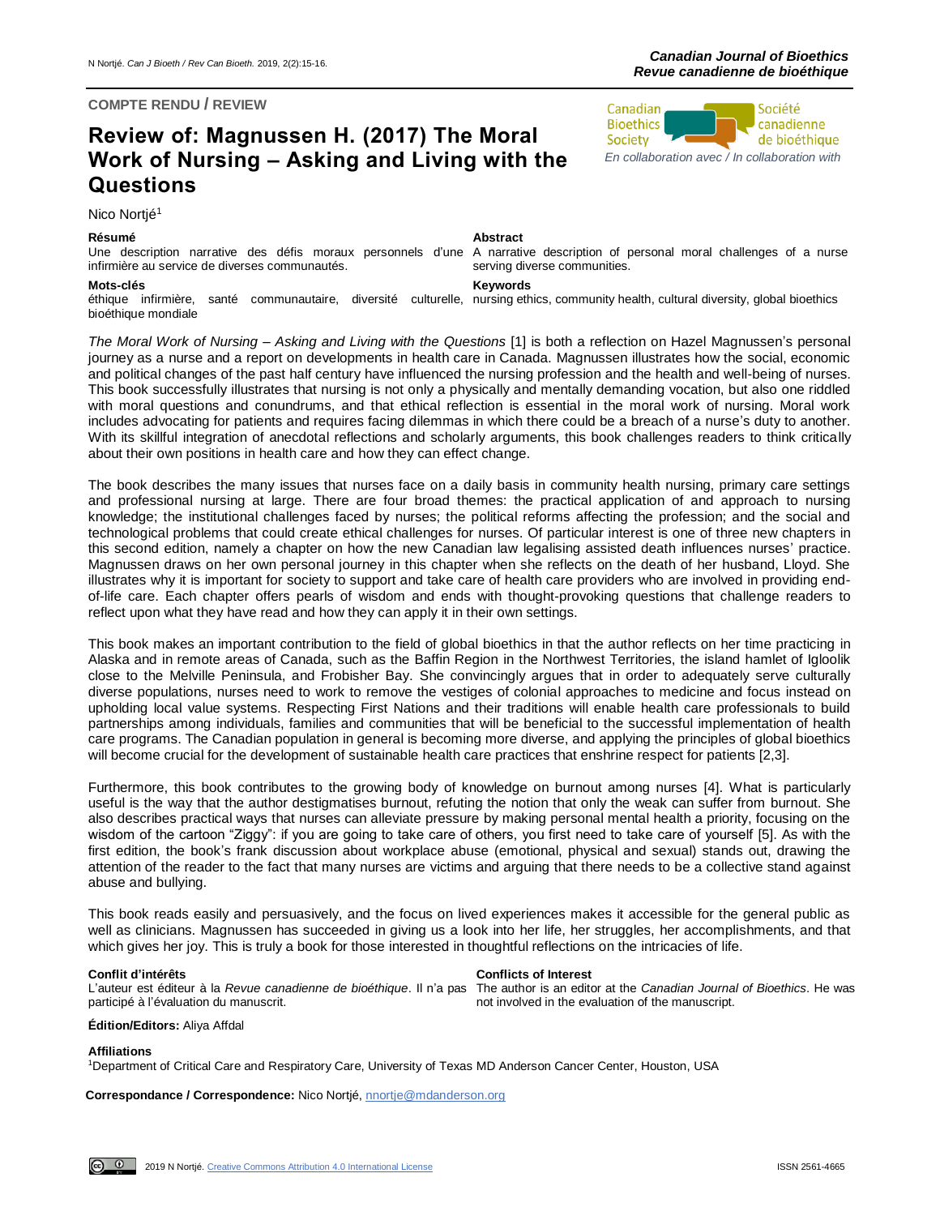**COMPTE RENDU / REVIEW**

# Review of: Magnussen H. (2017) The Moral Work of Nursing – Asking and Living with the Questions

Nico Nortjé[1]

**Résumé**

Une description narrative des défis moraux personnels d'une infirmière au service de diverses communautés.

**Mots-clés**

éthique infirmière, santé communautaire, diversité culturelle, bioéthique mondiale

**Abstract**

A narrative description of personal moral challenges of a nurse serving diverse communities.

**Keywords**

nursing ethics, community health, cultural diversity, global bioethics

*The Moral Work of Nursing – Asking and Living with the Questions* [1] is both a reflection on Hazel Magnussen's personal journey as a nurse and a report on developments in health care in Canada. Magnussen illustrates how the social, economic and political changes of the past half century have influenced the nursing profession and the health and well-being of nurses. This book successfully illustrates that nursing is not only a physically and mentally demanding vocation, but also one riddled with moral questions and conundrums, and that ethical reflection is essential in the moral work of nursing. Moral work includes advocating for patients and requires facing dilemmas in which there could be a breach of a nurse's duty to another. With its skillful integration of anecdotal reflections and scholarly arguments, this book challenges readers to think critically about their own positions in health care and how they can effect change.

The book describes the many issues that nurses face on a daily basis in community health nursing, primary care settings and professional nursing at large. There are four broad themes: the practical application of and approach to nursing knowledge; the institutional challenges faced by nurses; the political reforms affecting the profession; and the social and technological problems that could create ethical challenges for nurses. Of particular interest is one of three new chapters in this second edition, namely a chapter on how the new Canadian law legalising assisted death influences nurses' practice. Magnussen draws on her own personal journey in this chapter when she reflects on the death of her husband, Lloyd. She illustrates why it is important for society to support and take care of health care providers who are involved in providing end-of-life care. Each chapter offers pearls of wisdom and ends with thought-provoking questions that challenge readers to reflect upon what they have read and how they can apply it in their own settings.

This book makes an important contribution to the field of global bioethics in that the author reflects on her time practicing in Alaska and in remote areas of Canada, such as the Baffin Region in the Northwest Territories, the island hamlet of Igloolik close to the Melville Peninsula, and Frobisher Bay. She convincingly argues that in order to adequately serve culturally diverse populations, nurses need to work to remove the vestiges of colonial approaches to medicine and focus instead on upholding local value systems. Respecting First Nations and their traditions will enable health care professionals to build partnerships among individuals, families and communities that will be beneficial to the successful implementation of health care programs. The Canadian population in general is becoming more diverse, and applying the principles of global bioethics will become crucial for the development of sustainable health care practices that enshrine respect for patients [2,3].

Furthermore, this book contributes to the growing body of knowledge on burnout among nurses [4]. What is particularly useful is the way that the author destigmatises burnout, refuting the notion that only the weak can suffer from burnout. She also describes practical ways that nurses can alleviate pressure by making personal mental health a priority, focusing on the wisdom of the cartoon "Ziggy": if you are going to take care of others, you first need to take care of yourself [5]. As with the first edition, the book's frank discussion about workplace abuse (emotional, physical and sexual) stands out, drawing the attention of the reader to the fact that many nurses are victims and arguing that there needs to be a collective stand against abuse and bullying.

This book reads easily and persuasively, and the focus on lived experiences makes it accessible for the general public as well as clinicians. Magnussen has succeeded in giving us a look into her life, her struggles, her accomplishments, and that which gives her joy. This is truly a book for those interested in thoughtful reflections on the intricacies of life.

**Conflit d'intérêts**

L'auteur est éditeur à la *Revue canadienne de bioéthique*. Il n'a pas participé à l'évaluation du manuscrit.

**Conflicts of Interest**

The author is an editor at the *Canadian Journal of Bioethics*. He was not involved in the evaluation of the manuscript.

**Édition/Editors:** Aliya Affdal

**Affiliations**

[1]Department of Critical Care and Respiratory Care, University of Texas MD Anderson Cancer Center, Houston, USA

**Correspondance / Correspondence:** Nico Nortjé, nnortje@mdanderson.org

2019 N Nortjé. Creative Commons Attribution 4.0 International License

ISSN 2561-4665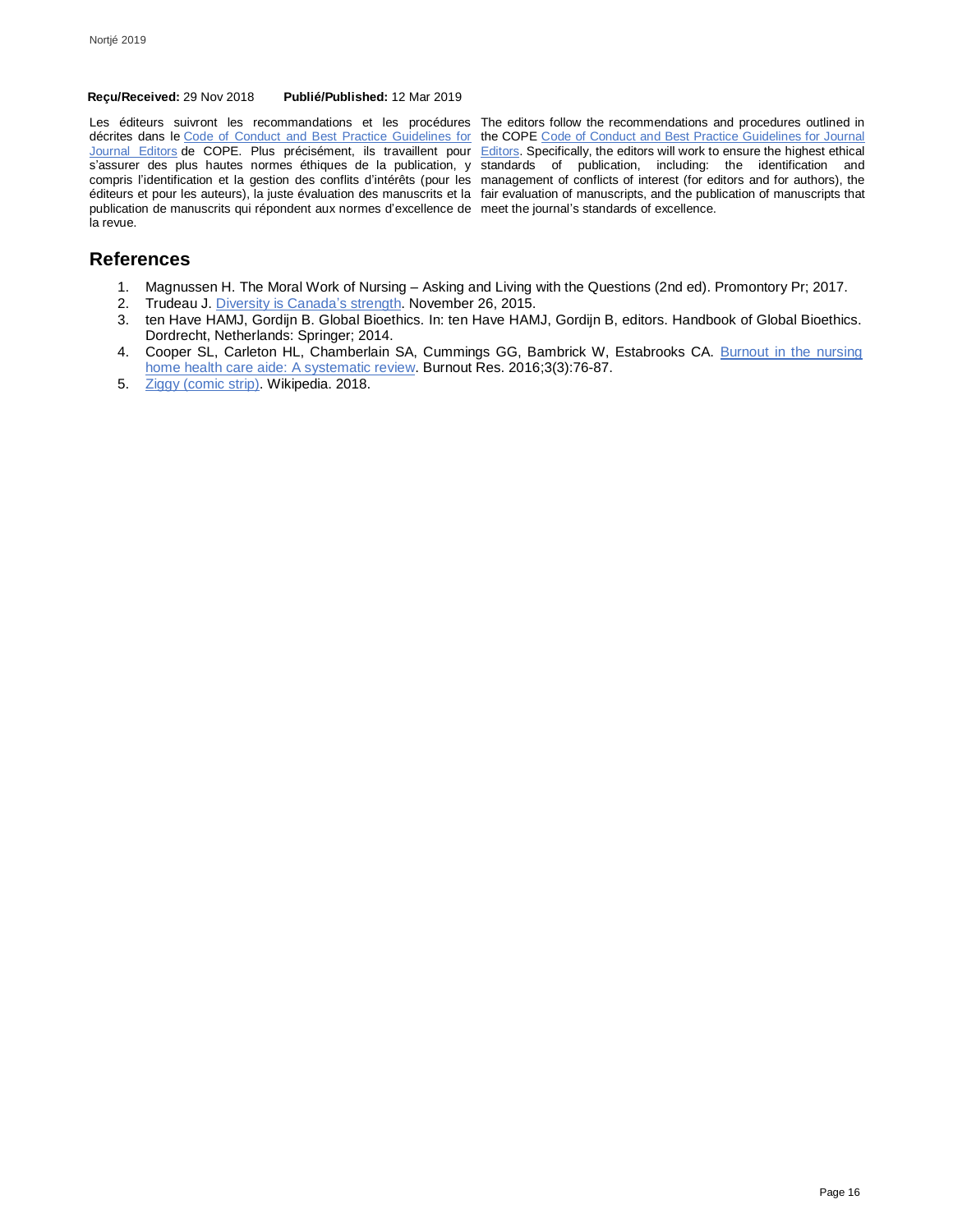**Reçu/Received:** 29 Nov 2018 **Publié/Published:** 12 Mar 2019

Les éditeurs suivront les recommandations et les procédures décrites dans le Code of Conduct and Best Practice Guidelines for Journal Editors de COPE. Plus précisément, ils travaillent pour s'assurer des plus hautes normes éthiques de la publication, y compris l'identification et la gestion des conflits d'intérêts (pour les éditeurs et pour les auteurs), la juste évaluation des manuscrits et la publication de manuscrits qui répondent aux normes d'excellence de la revue.

The editors follow the recommendations and procedures outlined in the COPE Code of Conduct and Best Practice Guidelines for Journal Editors. Specifically, the editors will work to ensure the highest ethical standards of publication, including: the identification and management of conflicts of interest (for editors and for authors), the fair evaluation of manuscripts, and the publication of manuscripts that meet the journal's standards of excellence.

## References

1. Magnussen H. The Moral Work of Nursing – Asking and Living with the Questions (2nd ed). Promontory Pr; 2017.
2. Trudeau J. Diversity is Canada's strength. November 26, 2015.
3. ten Have HAMJ, Gordijn B. Global Bioethics. In: ten Have HAMJ, Gordijn B, editors. Handbook of Global Bioethics. Dordrecht, Netherlands: Springer; 2014.
4. Cooper SL, Carleton HL, Chamberlain SA, Cummings GG, Bambrick W, Estabrooks CA. Burnout in the nursing home health care aide: A systematic review. Burnout Res. 2016;3(3):76-87.
5. Ziggy (comic strip). Wikipedia. 2018.